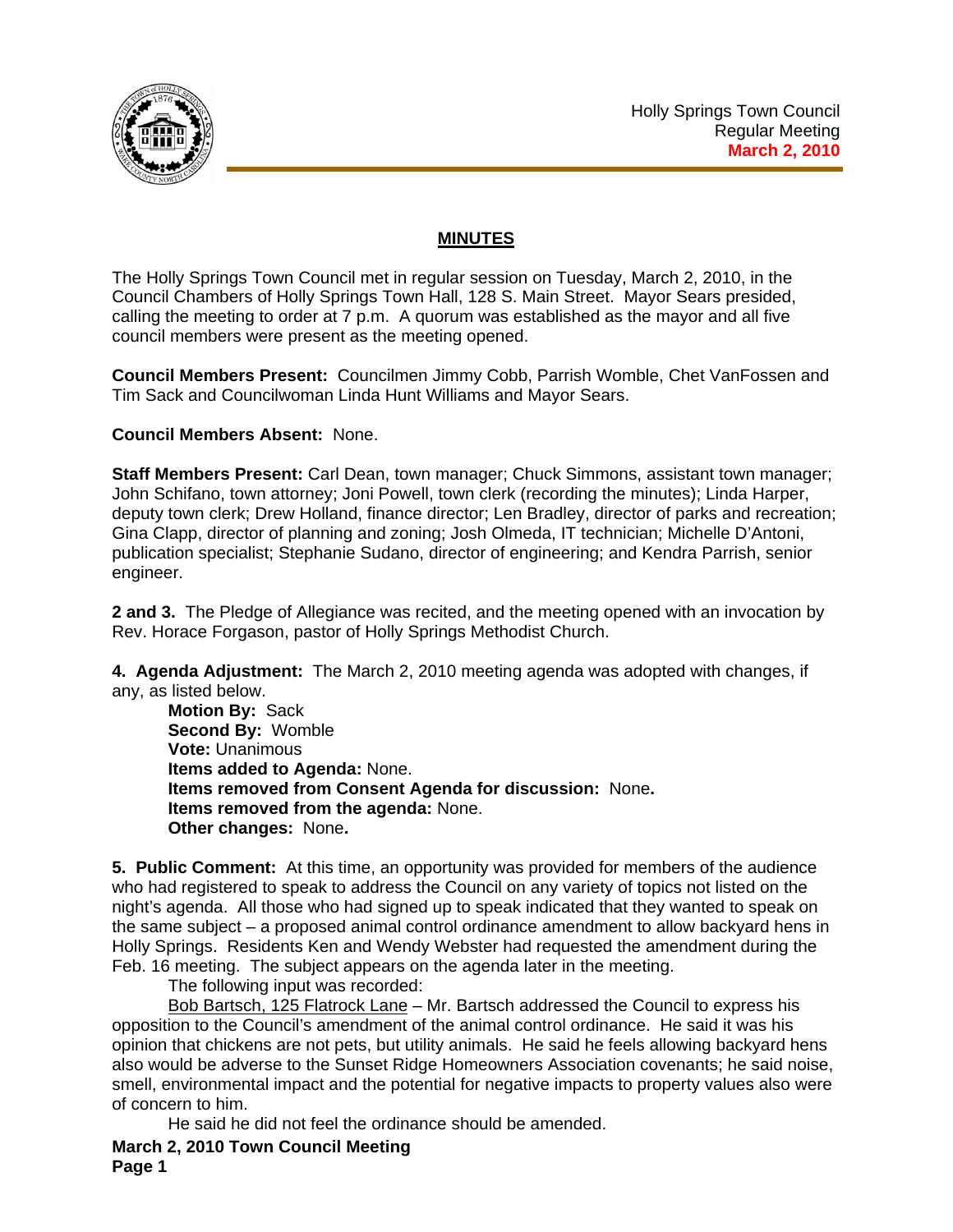Holly Springs Town Council
Regular Meeting
**March 2, 2010**

## MINUTES

The Holly Springs Town Council met in regular session on Tuesday, March 2, 2010, in the Council Chambers of Holly Springs Town Hall, 128 S. Main Street. Mayor Sears presided, calling the meeting to order at 7 p.m. A quorum was established as the mayor and all five council members were present as the meeting opened.

**Council Members Present:** Councilmen Jimmy Cobb, Parrish Womble, Chet VanFossen and Tim Sack and Councilwoman Linda Hunt Williams and Mayor Sears.

**Council Members Absent:** None.

**Staff Members Present:** Carl Dean, town manager; Chuck Simmons, assistant town manager; John Schifano, town attorney; Joni Powell, town clerk (recording the minutes); Linda Harper, deputy town clerk; Drew Holland, finance director; Len Bradley, director of parks and recreation; Gina Clapp, director of planning and zoning; Josh Olmeda, IT technician; Michelle D'Antoni, publication specialist; Stephanie Sudano, director of engineering; and Kendra Parrish, senior engineer.

**2 and 3.** The Pledge of Allegiance was recited, and the meeting opened with an invocation by Rev. Horace Forgason, pastor of Holly Springs Methodist Church.

**4. Agenda Adjustment:** The March 2, 2010 meeting agenda was adopted with changes, if any, as listed below.

**Motion By:** Sack
**Second By:** Womble
**Vote:** Unanimous
**Items added to Agenda:** None.
**Items removed from Consent Agenda for discussion:** None**.**
**Items removed from the agenda:** None.
**Other changes:** None**.**

**5. Public Comment:** At this time, an opportunity was provided for members of the audience who had registered to speak to address the Council on any variety of topics not listed on the night's agenda. All those who had signed up to speak indicated that they wanted to speak on the same subject – a proposed animal control ordinance amendment to allow backyard hens in Holly Springs. Residents Ken and Wendy Webster had requested the amendment during the Feb. 16 meeting. The subject appears on the agenda later in the meeting.

The following input was recorded:

Bob Bartsch, 125 Flatrock Lane – Mr. Bartsch addressed the Council to express his opposition to the Council's amendment of the animal control ordinance. He said it was his opinion that chickens are not pets, but utility animals. He said he feels allowing backyard hens also would be adverse to the Sunset Ridge Homeowners Association covenants; he said noise, smell, environmental impact and the potential for negative impacts to property values also were of concern to him.

He said he did not feel the ordinance should be amended.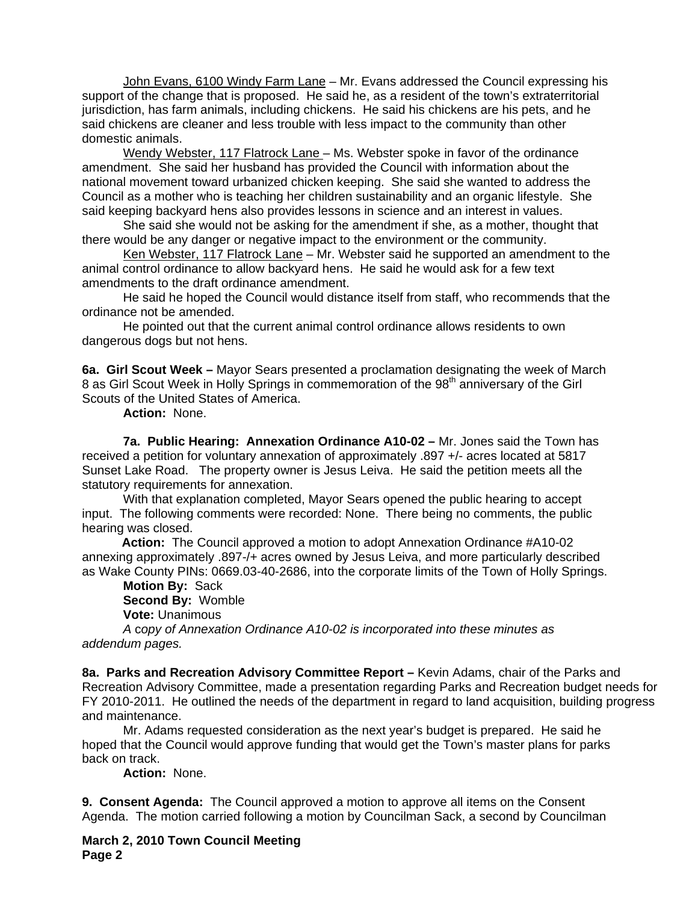John Evans, 6100 Windy Farm Lane – Mr. Evans addressed the Council expressing his support of the change that is proposed. He said he, as a resident of the town's extraterritorial jurisdiction, has farm animals, including chickens. He said his chickens are his pets, and he said chickens are cleaner and less trouble with less impact to the community than other domestic animals.

Wendy Webster, 117 Flatrock Lane – Ms. Webster spoke in favor of the ordinance amendment. She said her husband has provided the Council with information about the national movement toward urbanized chicken keeping. She said she wanted to address the Council as a mother who is teaching her children sustainability and an organic lifestyle. She said keeping backyard hens also provides lessons in science and an interest in values.

She said she would not be asking for the amendment if she, as a mother, thought that there would be any danger or negative impact to the environment or the community.

Ken Webster, 117 Flatrock Lane – Mr. Webster said he supported an amendment to the animal control ordinance to allow backyard hens. He said he would ask for a few text amendments to the draft ordinance amendment.

He said he hoped the Council would distance itself from staff, who recommends that the ordinance not be amended.

He pointed out that the current animal control ordinance allows residents to own dangerous dogs but not hens.

**6a. Girl Scout Week –** Mayor Sears presented a proclamation designating the week of March 8 as Girl Scout Week in Holly Springs in commemoration of the 98th anniversary of the Girl Scouts of the United States of America.

**Action:** None.

**7a. Public Hearing: Annexation Ordinance A10-02 –** Mr. Jones said the Town has received a petition for voluntary annexation of approximately .897 +/- acres located at 5817 Sunset Lake Road. The property owner is Jesus Leiva. He said the petition meets all the statutory requirements for annexation.

With that explanation completed, Mayor Sears opened the public hearing to accept input. The following comments were recorded: None. There being no comments, the public hearing was closed.

**Action:** The Council approved a motion to adopt Annexation Ordinance #A10-02 annexing approximately .897-/+ acres owned by Jesus Leiva, and more particularly described as Wake County PINs: 0669.03-40-2686, into the corporate limits of the Town of Holly Springs.

**Motion By:** Sack
**Second By:** Womble
**Vote:** Unanimous

*A copy of Annexation Ordinance A10-02 is incorporated into these minutes as addendum pages.*

**8a. Parks and Recreation Advisory Committee Report –** Kevin Adams, chair of the Parks and Recreation Advisory Committee, made a presentation regarding Parks and Recreation budget needs for FY 2010-2011. He outlined the needs of the department in regard to land acquisition, building progress and maintenance.

Mr. Adams requested consideration as the next year's budget is prepared. He said he hoped that the Council would approve funding that would get the Town's master plans for parks back on track.

**Action:** None.

**9. Consent Agenda:** The Council approved a motion to approve all items on the Consent Agenda. The motion carried following a motion by Councilman Sack, a second by Councilman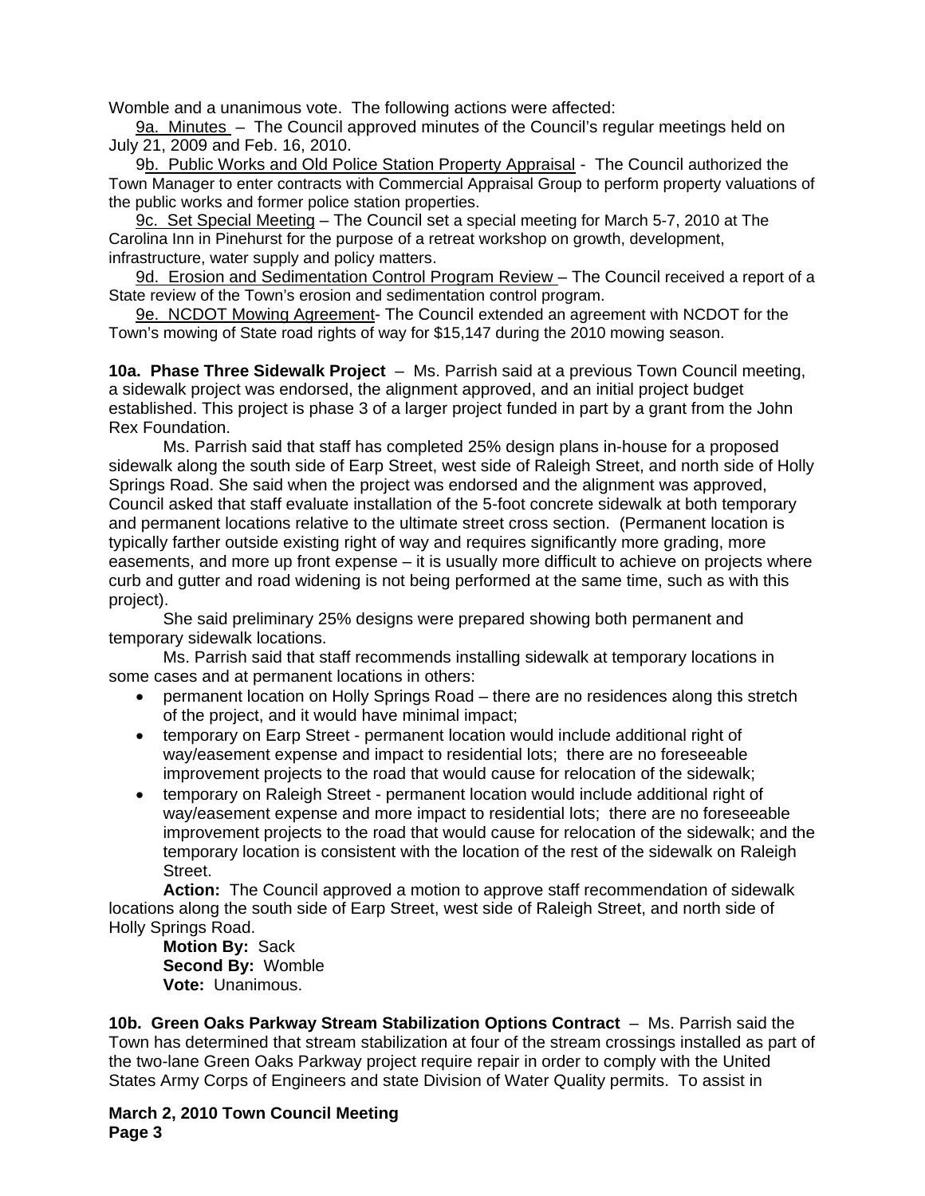Womble and a unanimous vote. The following actions were affected:

9a. Minutes – The Council approved minutes of the Council's regular meetings held on July 21, 2009 and Feb. 16, 2010.

9b. Public Works and Old Police Station Property Appraisal - The Council authorized the Town Manager to enter contracts with Commercial Appraisal Group to perform property valuations of the public works and former police station properties.

9c. Set Special Meeting – The Council set a special meeting for March 5-7, 2010 at The Carolina Inn in Pinehurst for the purpose of a retreat workshop on growth, development, infrastructure, water supply and policy matters.

9d. Erosion and Sedimentation Control Program Review – The Council received a report of a State review of the Town's erosion and sedimentation control program.

9e. NCDOT Mowing Agreement- The Council extended an agreement with NCDOT for the Town's mowing of State road rights of way for $15,147 during the 2010 mowing season.

**10a. Phase Three Sidewalk Project** – Ms. Parrish said at a previous Town Council meeting, a sidewalk project was endorsed, the alignment approved, and an initial project budget established. This project is phase 3 of a larger project funded in part by a grant from the John Rex Foundation.

Ms. Parrish said that staff has completed 25% design plans in-house for a proposed sidewalk along the south side of Earp Street, west side of Raleigh Street, and north side of Holly Springs Road. She said when the project was endorsed and the alignment was approved, Council asked that staff evaluate installation of the 5-foot concrete sidewalk at both temporary and permanent locations relative to the ultimate street cross section. (Permanent location is typically farther outside existing right of way and requires significantly more grading, more easements, and more up front expense – it is usually more difficult to achieve on projects where curb and gutter and road widening is not being performed at the same time, such as with this project).

She said preliminary 25% designs were prepared showing both permanent and temporary sidewalk locations.

Ms. Parrish said that staff recommends installing sidewalk at temporary locations in some cases and at permanent locations in others:

- permanent location on Holly Springs Road – there are no residences along this stretch of the project, and it would have minimal impact;
- temporary on Earp Street - permanent location would include additional right of way/easement expense and impact to residential lots; there are no foreseeable improvement projects to the road that would cause for relocation of the sidewalk;
- temporary on Raleigh Street - permanent location would include additional right of way/easement expense and more impact to residential lots; there are no foreseeable improvement projects to the road that would cause for relocation of the sidewalk; and the temporary location is consistent with the location of the rest of the sidewalk on Raleigh Street.

**Action:** The Council approved a motion to approve staff recommendation of sidewalk locations along the south side of Earp Street, west side of Raleigh Street, and north side of Holly Springs Road.

**Motion By:** Sack
**Second By:** Womble
**Vote:** Unanimous.

**10b. Green Oaks Parkway Stream Stabilization Options Contract** – Ms. Parrish said the Town has determined that stream stabilization at four of the stream crossings installed as part of the two-lane Green Oaks Parkway project require repair in order to comply with the United States Army Corps of Engineers and state Division of Water Quality permits. To assist in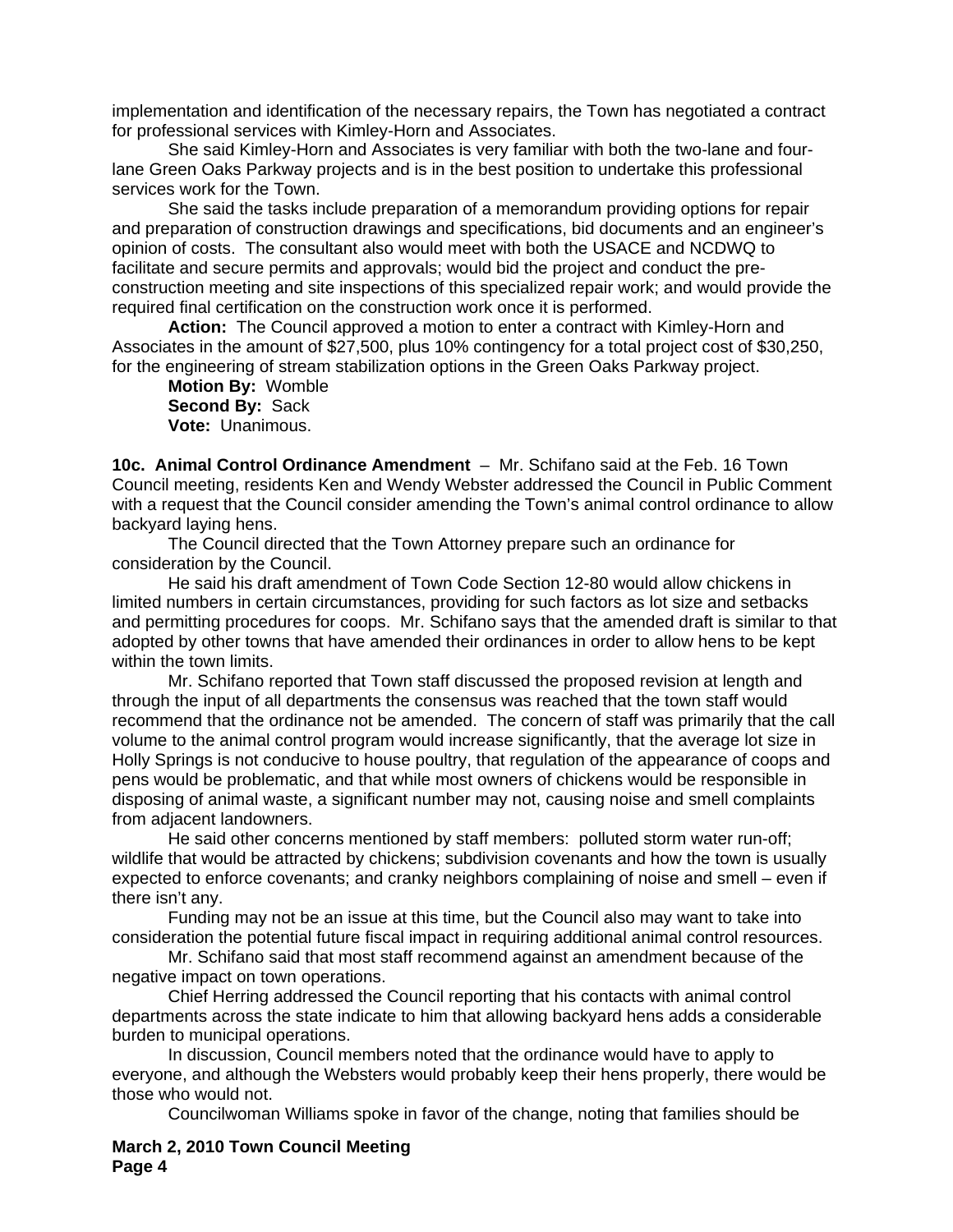implementation and identification of the necessary repairs, the Town has negotiated a contract for professional services with Kimley-Horn and Associates.

She said Kimley-Horn and Associates is very familiar with both the two-lane and four-lane Green Oaks Parkway projects and is in the best position to undertake this professional services work for the Town.

She said the tasks include preparation of a memorandum providing options for repair and preparation of construction drawings and specifications, bid documents and an engineer's opinion of costs. The consultant also would meet with both the USACE and NCDWQ to facilitate and secure permits and approvals; would bid the project and conduct the pre-construction meeting and site inspections of this specialized repair work; and would provide the required final certification on the construction work once it is performed.

**Action:** The Council approved a motion to enter a contract with Kimley-Horn and Associates in the amount of $27,500, plus 10% contingency for a total project cost of $30,250, for the engineering of stream stabilization options in the Green Oaks Parkway project.

**Motion By:** Womble
**Second By:** Sack
**Vote:** Unanimous.

**10c. Animal Control Ordinance Amendment** – Mr. Schifano said at the Feb. 16 Town Council meeting, residents Ken and Wendy Webster addressed the Council in Public Comment with a request that the Council consider amending the Town's animal control ordinance to allow backyard laying hens.

The Council directed that the Town Attorney prepare such an ordinance for consideration by the Council.

He said his draft amendment of Town Code Section 12-80 would allow chickens in limited numbers in certain circumstances, providing for such factors as lot size and setbacks and permitting procedures for coops. Mr. Schifano says that the amended draft is similar to that adopted by other towns that have amended their ordinances in order to allow hens to be kept within the town limits.

Mr. Schifano reported that Town staff discussed the proposed revision at length and through the input of all departments the consensus was reached that the town staff would recommend that the ordinance not be amended. The concern of staff was primarily that the call volume to the animal control program would increase significantly, that the average lot size in Holly Springs is not conducive to house poultry, that regulation of the appearance of coops and pens would be problematic, and that while most owners of chickens would be responsible in disposing of animal waste, a significant number may not, causing noise and smell complaints from adjacent landowners.

He said other concerns mentioned by staff members: polluted storm water run-off; wildlife that would be attracted by chickens; subdivision covenants and how the town is usually expected to enforce covenants; and cranky neighbors complaining of noise and smell – even if there isn't any.

Funding may not be an issue at this time, but the Council also may want to take into consideration the potential future fiscal impact in requiring additional animal control resources.

Mr. Schifano said that most staff recommend against an amendment because of the negative impact on town operations.

Chief Herring addressed the Council reporting that his contacts with animal control departments across the state indicate to him that allowing backyard hens adds a considerable burden to municipal operations.

In discussion, Council members noted that the ordinance would have to apply to everyone, and although the Websters would probably keep their hens properly, there would be those who would not.

Councilwoman Williams spoke in favor of the change, noting that families should be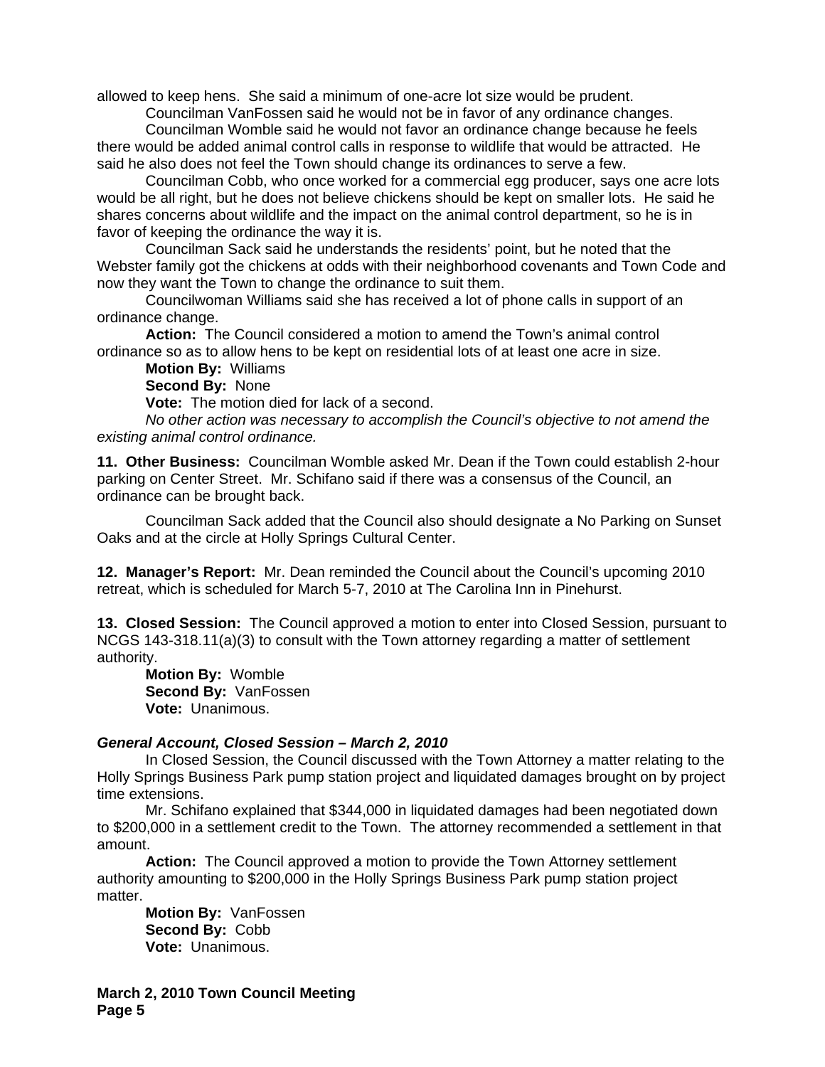allowed to keep hens. She said a minimum of one-acre lot size would be prudent.

Councilman VanFossen said he would not be in favor of any ordinance changes.

Councilman Womble said he would not favor an ordinance change because he feels there would be added animal control calls in response to wildlife that would be attracted. He said he also does not feel the Town should change its ordinances to serve a few.

Councilman Cobb, who once worked for a commercial egg producer, says one acre lots would be all right, but he does not believe chickens should be kept on smaller lots. He said he shares concerns about wildlife and the impact on the animal control department, so he is in favor of keeping the ordinance the way it is.

Councilman Sack said he understands the residents' point, but he noted that the Webster family got the chickens at odds with their neighborhood covenants and Town Code and now they want the Town to change the ordinance to suit them.

Councilwoman Williams said she has received a lot of phone calls in support of an ordinance change.

**Action:** The Council considered a motion to amend the Town's animal control ordinance so as to allow hens to be kept on residential lots of at least one acre in size.

**Motion By:** Williams

**Second By:** None

**Vote:** The motion died for lack of a second.

*No other action was necessary to accomplish the Council's objective to not amend the existing animal control ordinance.*

**11. Other Business:** Councilman Womble asked Mr. Dean if the Town could establish 2-hour parking on Center Street. Mr. Schifano said if there was a consensus of the Council, an ordinance can be brought back.

Councilman Sack added that the Council also should designate a No Parking on Sunset Oaks and at the circle at Holly Springs Cultural Center.

**12. Manager's Report:** Mr. Dean reminded the Council about the Council's upcoming 2010 retreat, which is scheduled for March 5-7, 2010 at The Carolina Inn in Pinehurst.

**13. Closed Session:** The Council approved a motion to enter into Closed Session, pursuant to NCGS 143-318.11(a)(3) to consult with the Town attorney regarding a matter of settlement authority.

**Motion By:** Womble
**Second By:** VanFossen
**Vote:** Unanimous.

***General Account, Closed Session – March 2, 2010***

In Closed Session, the Council discussed with the Town Attorney a matter relating to the Holly Springs Business Park pump station project and liquidated damages brought on by project time extensions.

Mr. Schifano explained that $344,000 in liquidated damages had been negotiated down to $200,000 in a settlement credit to the Town. The attorney recommended a settlement in that amount.

**Action:** The Council approved a motion to provide the Town Attorney settlement authority amounting to $200,000 in the Holly Springs Business Park pump station project matter.

**Motion By:** VanFossen
**Second By:** Cobb
**Vote:** Unanimous.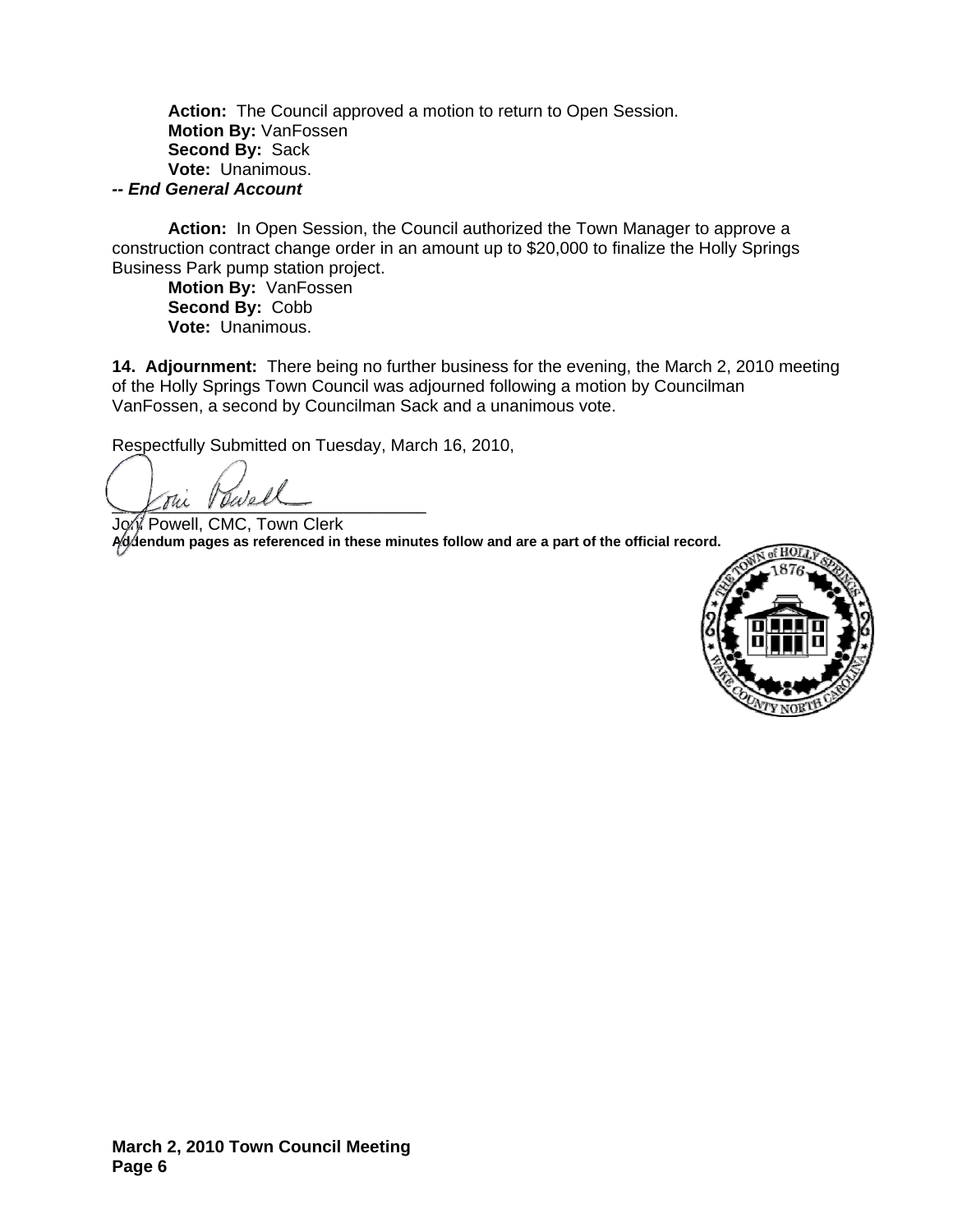**Action:** The Council approved a motion to return to Open Session.
**Motion By:** VanFossen
**Second By:** Sack
**Vote:** Unanimous.

***-- End General Account***

**Action:** In Open Session, the Council authorized the Town Manager to approve a construction contract change order in an amount up to $20,000 to finalize the Holly Springs Business Park pump station project.
**Motion By:** VanFossen
**Second By:** Cobb
**Vote:** Unanimous.

**14. Adjournment:** There being no further business for the evening, the March 2, 2010 meeting of the Holly Springs Town Council was adjourned following a motion by Councilman VanFossen, a second by Councilman Sack and a unanimous vote.

Respectfully Submitted on Tuesday, March 16, 2010,

Joni Powell, CMC, Town Clerk

**Addendum pages as referenced in these minutes follow and are a part of the official record.**